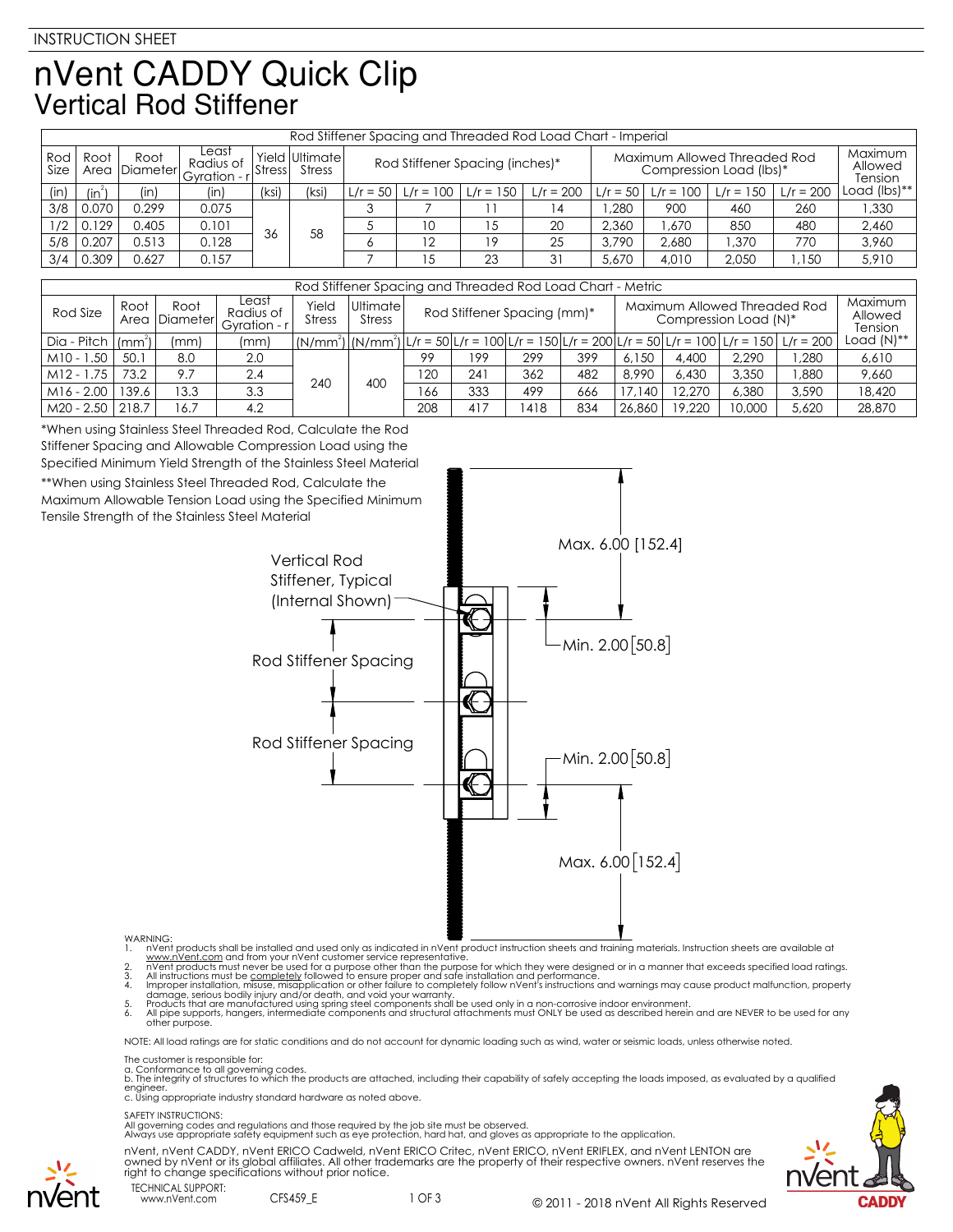INSTRUCTION SHEET

# nVent CADDY Quick Clip
## Vertical Rod Stiffener

| Rod Stiffener Spacing and Threaded Rod Load Chart - Imperial | | | | | | | | | | | | | | |
|---|---|---|---|---|---|---|---|---|---|---|---|---|---|---|
| Rod Size | Root Area | Root Diameter | Least Radius of Gyration - r | Yield Stress | Ultimate Stress | Rod Stiffener Spacing (inches)* | | | | Maximum Allowed Threaded Rod Compression Load (lbs)* | | | | Maximum Allowed Tension |
| (in) | (in²) | (in) | (in) | (ksi) | (ksi) | L/r = 50 | L/r = 100 | L/r = 150 | L/r = 200 | L/r = 50 | L/r = 100 | L/r = 150 | L/r = 200 | Load (lbs)** |
| 3/8 | 0.070 | 0.299 | 0.075 | 36 | 58 | 3 | 7 | 11 | 14 | 1,280 | 900 | 460 | 260 | 1,330 |
| 1/2 | 0.129 | 0.405 | 0.101 | | | 5 | 10 | 15 | 20 | 2,360 | 1,670 | 850 | 480 | 2,460 |
| 5/8 | 0.207 | 0.513 | 0.128 | | | 6 | 12 | 19 | 25 | 3,790 | 2,680 | 1,370 | 770 | 3,960 |
| 3/4 | 0.309 | 0.627 | 0.157 | | | 7 | 15 | 23 | 31 | 5,670 | 4,010 | 2,050 | 1,150 | 5,910 |

| Rod Stiffener Spacing and Threaded Rod Load Chart - Metric | | | | | | | | | | | | | | |
|---|---|---|---|---|---|---|---|---|---|---|---|---|---|---|
| Rod Size | Root Area | Root Diameter | Least Radius of Gyration - r | Yield Stress | Ultimate Stress | Rod Stiffener Spacing (mm)* | | | | Maximum Allowed Threaded Rod Compression Load (N)* | | | | Maximum Allowed Tension |
| Dia - Pitch | (mm²) | (mm) | (mm) | (N/mm²) | (N/mm²) | L/r = 50 | L/r = 100 | L/r = 150 | L/r = 200 | L/r = 50 | L/r = 100 | L/r = 150 | L/r = 200 | Load (N)** |
| M10 - 1.50 | 50.1 | 8.0 | 2.0 | 240 | 400 | 99 | 199 | 299 | 399 | 6,150 | 4,400 | 2,290 | 1,280 | 6,610 |
| M12 - 1.75 | 73.2 | 9.7 | 2.4 | | | 120 | 241 | 362 | 482 | 8,990 | 6,430 | 3,350 | 1,880 | 9,660 |
| M16 - 2.00 | 139.6 | 13.3 | 3.3 | | | 166 | 333 | 499 | 666 | 17,140 | 12,270 | 6,380 | 3,590 | 18,420 |
| M20 - 2.50 | 218.7 | 16.7 | 4.2 | | | 208 | 417 | 1418 | 834 | 26,860 | 19,220 | 10,000 | 5,620 | 28,870 |

*When using Stainless Steel Threaded Rod, Calculate the Rod Stiffener Spacing and Allowable Compression Load using the Specified Minimum Yield Strength of the Stainless Steel Material

**When using Stainless Steel Threaded Rod, Calculate the Maximum Allowable Tension Load using the Specified Minimum Tensile Strength of the Stainless Steel Material

Vertical Rod Stiffener, Typical (Internal Shown)

Rod Stiffener Spacing

Rod Stiffener Spacing

Max. 6.00 [152.4]

Min. 2.00 [50.8]

Min. 2.00 [50.8]

Max. 6.00 [152.4]

WARNING:
1. nVent products shall be installed and used only as indicated in nVent product instruction sheets and training materials. Instruction sheets are available at www.nVent.com and from your nVent customer service representative.
2. nVent products must never be used for a purpose other than the purpose for which they were designed or in a manner that exceeds specified load ratings.
3. All instructions must be completely followed to ensure proper and safe installation and performance.
4. Improper installation, misuse, misapplication or other failure to completely follow nVent's instructions and warnings may cause product malfunction, property damage, serious bodily injury and/or death, and void your warranty.
5. Products that are manufactured using spring steel components shall be used only in a non-corrosive indoor environment.
6. All pipe supports, hangers, intermediate components and structural attachments must ONLY be used as described herein and are NEVER to be used for any other purpose.

NOTE: All load ratings are for static conditions and do not account for dynamic loading such as wind, water or seismic loads, unless otherwise noted.

The customer is responsible for:
a. Conformance to all governing codes.
b. The integrity of structures to which the products are attached, including their capability of safely accepting the loads imposed, as evaluated by a qualified engineer.
c. Using appropriate industry standard hardware as noted above.

SAFETY INSTRUCTIONS:
All governing codes and regulations and those required by the job site must be observed.
Always use appropriate safety equipment such as eye protection, hard hat, and gloves as appropriate to the application.

nVent, nVent CADDY, nVent ERICO Cadweld, nVent ERICO Critec, nVent ERICO, nVent ERIFLEX, and nVent LENTON are owned by nVent or its global affiliates. All other trademarks are the property of their respective owners. nVent reserves the right to change specifications without prior notice.

TECHNICAL SUPPORT:
www.nVent.com

CFS459_E

© 2011 - 2018 nVent All Rights Reserved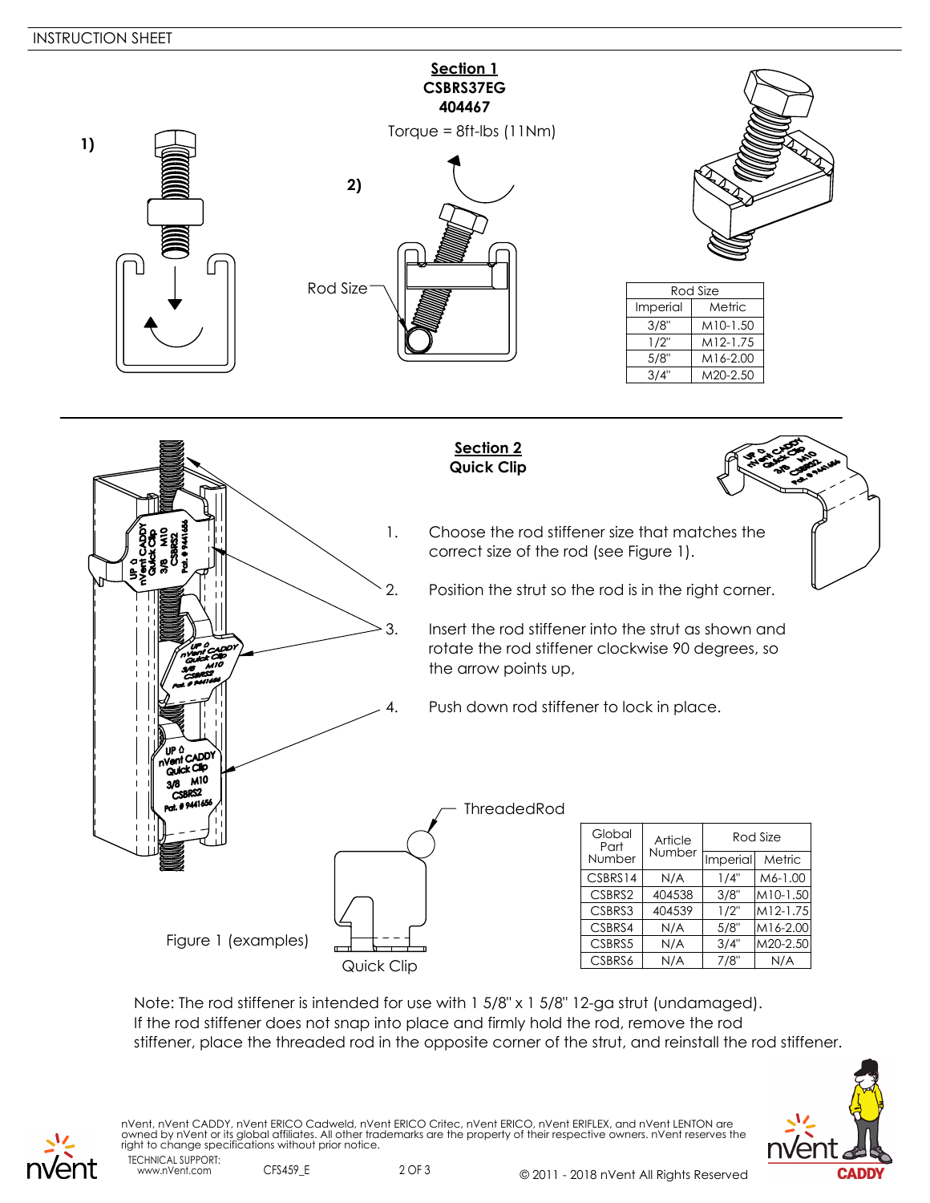## Section 1

**CSBRS37EG**
**404467**

Torque = 8ft-lbs (11Nm)

1)

2)

Rod Size

| Rod Size | |
|---|---|
| Imperial | Metric |
| 3/8" | M10-1.50 |
| 1/2" | M12-1.75 |
| 5/8" | M16-2.00 |
| 3/4" | M20-2.50 |

## Section 2

**Quick Clip**

1. Choose the rod stiffener size that matches the correct size of the rod (see Figure 1).
2. Position the strut so the rod is in the right corner.
3. Insert the rod stiffener into the strut as shown and rotate the rod stiffener clockwise 90 degrees, so the arrow points up,
4. Push down rod stiffener to lock in place.

ThreadedRod

Quick Clip

Figure 1 (examples)

| Global Part Number | Article Number | Rod Size | |
|---|---|---|---|
| | | Imperial | Metric |
| CSBRS14 | N/A | 1/4" | M6-1.00 |
| CSBRS2 | 404538 | 3/8" | M10-1.50 |
| CSBRS3 | 404539 | 1/2" | M12-1.75 |
| CSBRS4 | N/A | 5/8" | M16-2.00 |
| CSBRS5 | N/A | 3/4" | M20-2.50 |
| CSBRS6 | N/A | 7/8" | N/A |

Note: The rod stiffener is intended for use with 1 5/8" x 1 5/8" 12-ga strut (undamaged). If the rod stiffener does not snap into place and firmly hold the rod, remove the rod stiffener, place the threaded rod in the opposite corner of the strut, and reinstall the rod stiffener.

nVent, nVent CADDY, nVent ERICO Cadweld, nVent ERICO Critec, nVent ERICO, nVent ERIFLEX, and nVent LENTON are owned by nVent or its global affiliates. All other trademarks are the property of their respective owners. nVent reserves the right to change specifications without prior notice.

TECHNICAL SUPPORT:
www.nVent.com

CFS459_E

© 2011 - 2018 nVent All Rights Reserved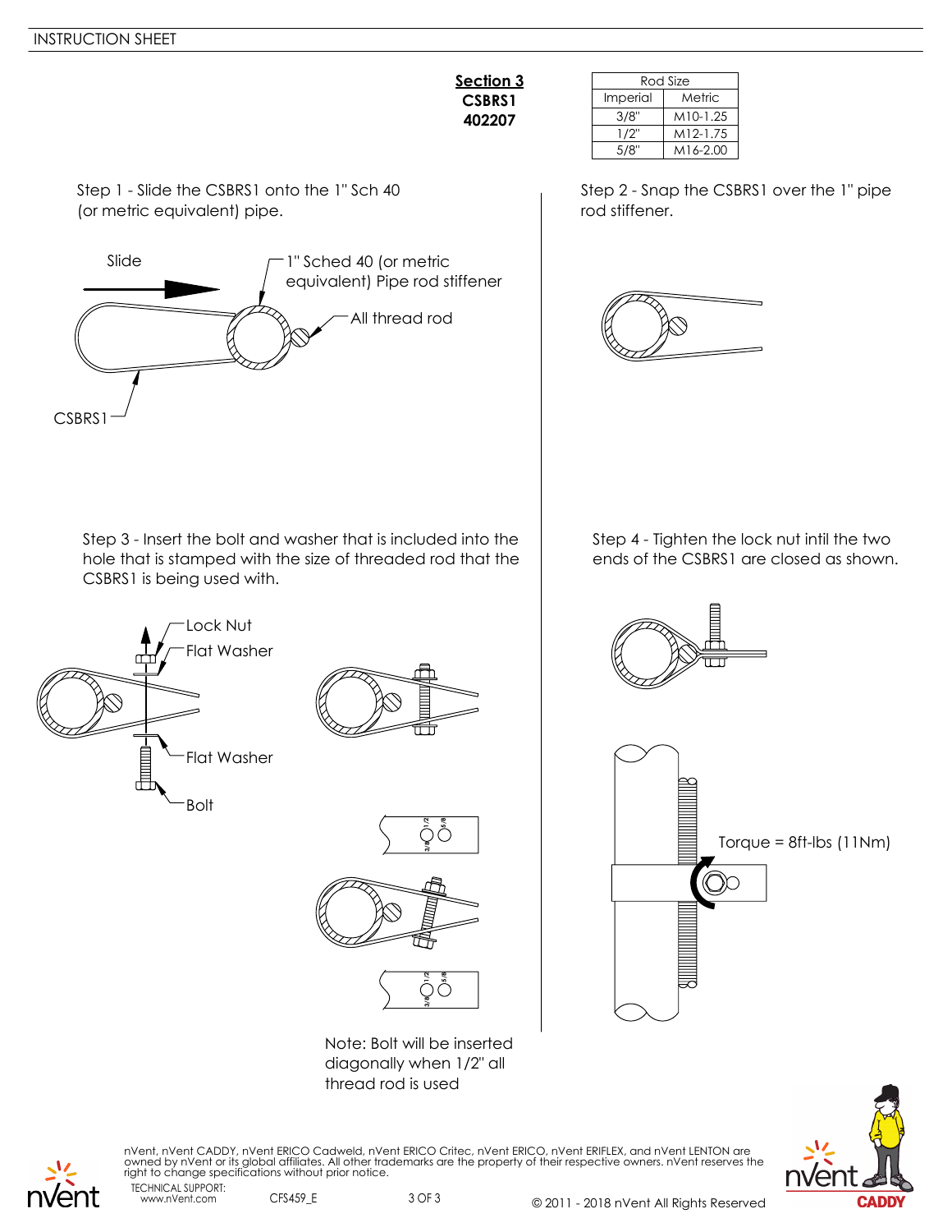## Section 3
**CSBRS1**
**402207**

| Rod Size | |
|---|---|
| Imperial | Metric |
| 3/8" | M10-1.25 |
| 1/2" | M12-1.75 |
| 5/8" | M16-2.00 |

Step 1 - Slide the CSBRS1 onto the 1" Sch 40 (or metric equivalent) pipe.

Slide

1" Sched 40 (or metric equivalent) Pipe rod stiffener

All thread rod

CSBRS1

Step 2 - Snap the CSBRS1 over the 1" pipe rod stiffener.

Step 3 - Insert the bolt and washer that is included into the hole that is stamped with the size of threaded rod that the CSBRS1 is being used with.

Lock Nut

Flat Washer

Flat Washer

Bolt

3/8 1/2 5/8

Note: Bolt will be inserted diagonally when 1/2" all thread rod is used

Step 4 - Tighten the lock nut intil the two ends of the CSBRS1 are closed as shown.

Torque = 8ft-lbs (11Nm)

nVent, nVent CADDY, nVent ERICO Cadweld, nVent ERICO Critec, nVent ERICO, nVent ERIFLEX, and nVent LENTON are owned by nVent or its global affiliates. All other trademarks are the property of their respective owners. nVent reserves the right to change specifications without prior notice.

TECHNICAL SUPPORT:
www.nVent.com

CFS459_E

© 2011 - 2018 nVent All Rights Reserved